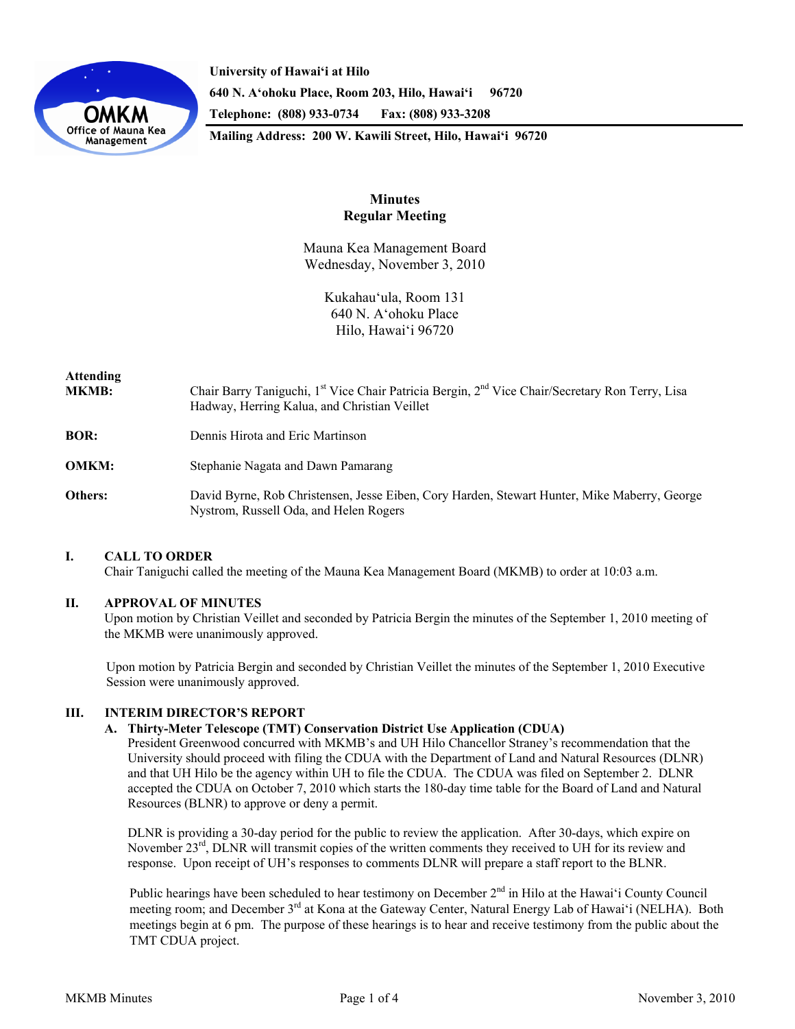University of Hawaiʻi at Hilo
640 N. Aʻohoku Place, Room 203, Hilo, Hawaiʻi 96720
Telephone: (808) 933-0734 Fax: (808) 933-3208
Mailing Address: 200 W. Kawili Street, Hilo, Hawaiʻi 96720

# Minutes
## Regular Meeting

Mauna Kea Management Board
Wednesday, November 3, 2010

Kukahauʻula, Room 131
640 N. Aʻohoku Place
Hilo, Hawaiʻi 96720

**Attending**

**MKMB:** Chair Barry Taniguchi, 1st Vice Chair Patricia Bergin, 2nd Vice Chair/Secretary Ron Terry, Lisa Hadway, Herring Kalua, and Christian Veillet

**BOR:** Dennis Hirota and Eric Martinson

**OMKM:** Stephanie Nagata and Dawn Pamarang

**Others:** David Byrne, Rob Christensen, Jesse Eiben, Cory Harden, Stewart Hunter, Mike Maberry, George Nystrom, Russell Oda, and Helen Rogers

## I. CALL TO ORDER

Chair Taniguchi called the meeting of the Mauna Kea Management Board (MKMB) to order at 10:03 a.m.

## II. APPROVAL OF MINUTES

Upon motion by Christian Veillet and seconded by Patricia Bergin the minutes of the September 1, 2010 meeting of the MKMB were unanimously approved.

Upon motion by Patricia Bergin and seconded by Christian Veillet the minutes of the September 1, 2010 Executive Session were unanimously approved.

## III. INTERIM DIRECTOR'S REPORT

### A. Thirty-Meter Telescope (TMT) Conservation District Use Application (CDUA)

President Greenwood concurred with MKMB's and UH Hilo Chancellor Straney's recommendation that the University should proceed with filing the CDUA with the Department of Land and Natural Resources (DLNR) and that UH Hilo be the agency within UH to file the CDUA. The CDUA was filed on September 2. DLNR accepted the CDUA on October 7, 2010 which starts the 180-day time table for the Board of Land and Natural Resources (BLNR) to approve or deny a permit.

DLNR is providing a 30-day period for the public to review the application. After 30-days, which expire on November 23rd, DLNR will transmit copies of the written comments they received to UH for its review and response. Upon receipt of UH's responses to comments DLNR will prepare a staff report to the BLNR.

Public hearings have been scheduled to hear testimony on December 2nd in Hilo at the Hawaiʻi County Council meeting room; and December 3rd at Kona at the Gateway Center, Natural Energy Lab of Hawaiʻi (NELHA). Both meetings begin at 6 pm. The purpose of these hearings is to hear and receive testimony from the public about the TMT CDUA project.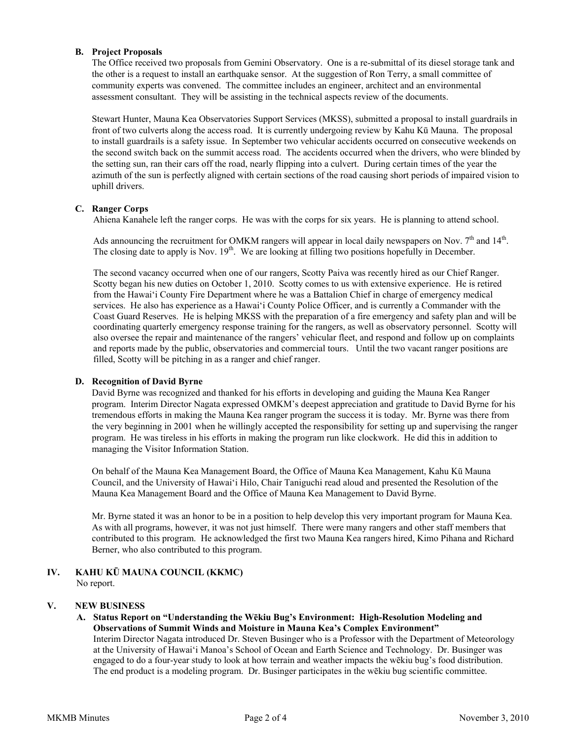**B. Project Proposals**

The Office received two proposals from Gemini Observatory. One is a re-submittal of its diesel storage tank and the other is a request to install an earthquake sensor. At the suggestion of Ron Terry, a small committee of community experts was convened. The committee includes an engineer, architect and an environmental assessment consultant. They will be assisting in the technical aspects review of the documents.

Stewart Hunter, Mauna Kea Observatories Support Services (MKSS), submitted a proposal to install guardrails in front of two culverts along the access road. It is currently undergoing review by Kahu Kū Mauna. The proposal to install guardrails is a safety issue. In September two vehicular accidents occurred on consecutive weekends on the second switch back on the summit access road. The accidents occurred when the drivers, who were blinded by the setting sun, ran their cars off the road, nearly flipping into a culvert. During certain times of the year the azimuth of the sun is perfectly aligned with certain sections of the road causing short periods of impaired vision to uphill drivers.

**C. Ranger Corps**

Ahiena Kanahele left the ranger corps. He was with the corps for six years. He is planning to attend school.

Ads announcing the recruitment for OMKM rangers will appear in local daily newspapers on Nov. 7th and 14th. The closing date to apply is Nov. 19th. We are looking at filling two positions hopefully in December.

The second vacancy occurred when one of our rangers, Scotty Paiva was recently hired as our Chief Ranger. Scotty began his new duties on October 1, 2010. Scotty comes to us with extensive experience. He is retired from the Hawaiʻi County Fire Department where he was a Battalion Chief in charge of emergency medical services. He also has experience as a Hawaiʻi County Police Officer, and is currently a Commander with the Coast Guard Reserves. He is helping MKSS with the preparation of a fire emergency and safety plan and will be coordinating quarterly emergency response training for the rangers, as well as observatory personnel. Scotty will also oversee the repair and maintenance of the rangers' vehicular fleet, and respond and follow up on complaints and reports made by the public, observatories and commercial tours. Until the two vacant ranger positions are filled, Scotty will be pitching in as a ranger and chief ranger.

**D. Recognition of David Byrne**

David Byrne was recognized and thanked for his efforts in developing and guiding the Mauna Kea Ranger program. Interim Director Nagata expressed OMKM's deepest appreciation and gratitude to David Byrne for his tremendous efforts in making the Mauna Kea ranger program the success it is today. Mr. Byrne was there from the very beginning in 2001 when he willingly accepted the responsibility for setting up and supervising the ranger program. He was tireless in his efforts in making the program run like clockwork. He did this in addition to managing the Visitor Information Station.

On behalf of the Mauna Kea Management Board, the Office of Mauna Kea Management, Kahu Kū Mauna Council, and the University of Hawaiʻi Hilo, Chair Taniguchi read aloud and presented the Resolution of the Mauna Kea Management Board and the Office of Mauna Kea Management to David Byrne.

Mr. Byrne stated it was an honor to be in a position to help develop this very important program for Mauna Kea. As with all programs, however, it was not just himself. There were many rangers and other staff members that contributed to this program. He acknowledged the first two Mauna Kea rangers hired, Kimo Pihana and Richard Berner, who also contributed to this program.

## IV. KAHU KŪ MAUNA COUNCIL (KKMC)

No report.

## V. NEW BUSINESS

**A. Status Report on "Understanding the Wēkiu Bug's Environment: High-Resolution Modeling and Observations of Summit Winds and Moisture in Mauna Kea's Complex Environment"**

Interim Director Nagata introduced Dr. Steven Businger who is a Professor with the Department of Meteorology at the University of Hawaiʻi Manoa's School of Ocean and Earth Science and Technology. Dr. Businger was engaged to do a four-year study to look at how terrain and weather impacts the wēkiu bug's food distribution. The end product is a modeling program. Dr. Businger participates in the wēkiu bug scientific committee.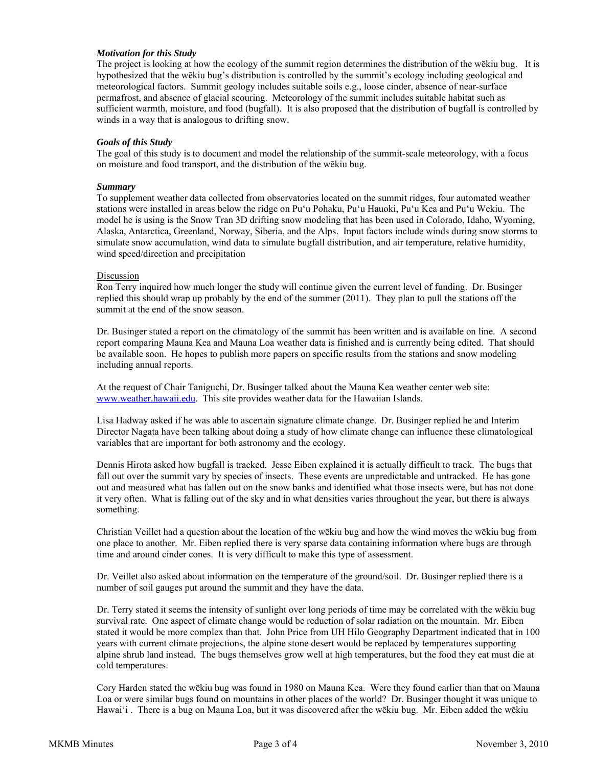### *Motivation for this Study*

The project is looking at how the ecology of the summit region determines the distribution of the wēkiu bug. It is hypothesized that the wēkiu bug's distribution is controlled by the summit's ecology including geological and meteorological factors. Summit geology includes suitable soils e.g., loose cinder, absence of near-surface permafrost, and absence of glacial scouring. Meteorology of the summit includes suitable habitat such as sufficient warmth, moisture, and food (bugfall). It is also proposed that the distribution of bugfall is controlled by winds in a way that is analogous to drifting snow.

### *Goals of this Study*

The goal of this study is to document and model the relationship of the summit-scale meteorology, with a focus on moisture and food transport, and the distribution of the wēkiu bug.

### *Summary*

To supplement weather data collected from observatories located on the summit ridges, four automated weather stations were installed in areas below the ridge on Pu'u Pohaku, Pu'u Hauoki, Pu'u Kea and Pu'u Wekiu. The model he is using is the Snow Tran 3D drifting snow modeling that has been used in Colorado, Idaho, Wyoming, Alaska, Antarctica, Greenland, Norway, Siberia, and the Alps. Input factors include winds during snow storms to simulate snow accumulation, wind data to simulate bugfall distribution, and air temperature, relative humidity, wind speed/direction and precipitation

<u>Discussion</u>

Ron Terry inquired how much longer the study will continue given the current level of funding. Dr. Businger replied this should wrap up probably by the end of the summer (2011). They plan to pull the stations off the summit at the end of the snow season.

Dr. Businger stated a report on the climatology of the summit has been written and is available on line. A second report comparing Mauna Kea and Mauna Loa weather data is finished and is currently being edited. That should be available soon. He hopes to publish more papers on specific results from the stations and snow modeling including annual reports.

At the request of Chair Taniguchi, Dr. Businger talked about the Mauna Kea weather center web site: www.weather.hawaii.edu. This site provides weather data for the Hawaiian Islands.

Lisa Hadway asked if he was able to ascertain signature climate change. Dr. Businger replied he and Interim Director Nagata have been talking about doing a study of how climate change can influence these climatological variables that are important for both astronomy and the ecology.

Dennis Hirota asked how bugfall is tracked. Jesse Eiben explained it is actually difficult to track. The bugs that fall out over the summit vary by species of insects. These events are unpredictable and untracked. He has gone out and measured what has fallen out on the snow banks and identified what those insects were, but has not done it very often. What is falling out of the sky and in what densities varies throughout the year, but there is always something.

Christian Veillet had a question about the location of the wēkiu bug and how the wind moves the wēkiu bug from one place to another. Mr. Eiben replied there is very sparse data containing information where bugs are through time and around cinder cones. It is very difficult to make this type of assessment.

Dr. Veillet also asked about information on the temperature of the ground/soil. Dr. Businger replied there is a number of soil gauges put around the summit and they have the data.

Dr. Terry stated it seems the intensity of sunlight over long periods of time may be correlated with the wēkiu bug survival rate. One aspect of climate change would be reduction of solar radiation on the mountain. Mr. Eiben stated it would be more complex than that. John Price from UH Hilo Geography Department indicated that in 100 years with current climate projections, the alpine stone desert would be replaced by temperatures supporting alpine shrub land instead. The bugs themselves grow well at high temperatures, but the food they eat must die at cold temperatures.

Cory Harden stated the wēkiu bug was found in 1980 on Mauna Kea. Were they found earlier than that on Mauna Loa or were similar bugs found on mountains in other places of the world? Dr. Businger thought it was unique to Hawai'i . There is a bug on Mauna Loa, but it was discovered after the wēkiu bug. Mr. Eiben added the wēkiu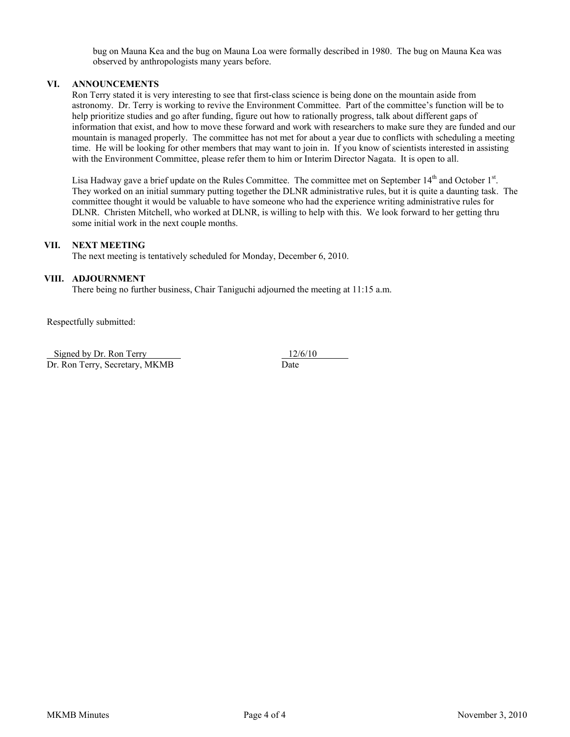bug on Mauna Kea and the bug on Mauna Loa were formally described in 1980. The bug on Mauna Kea was observed by anthropologists many years before.

## VI. ANNOUNCEMENTS

Ron Terry stated it is very interesting to see that first-class science is being done on the mountain aside from astronomy. Dr. Terry is working to revive the Environment Committee. Part of the committee's function will be to help prioritize studies and go after funding, figure out how to rationally progress, talk about different gaps of information that exist, and how to move these forward and work with researchers to make sure they are funded and our mountain is managed properly. The committee has not met for about a year due to conflicts with scheduling a meeting time. He will be looking for other members that may want to join in. If you know of scientists interested in assisting with the Environment Committee, please refer them to him or Interim Director Nagata. It is open to all.

Lisa Hadway gave a brief update on the Rules Committee. The committee met on September 14th and October 1st. They worked on an initial summary putting together the DLNR administrative rules, but it is quite a daunting task. The committee thought it would be valuable to have someone who had the experience writing administrative rules for DLNR. Christen Mitchell, who worked at DLNR, is willing to help with this. We look forward to her getting thru some initial work in the next couple months.

## VII. NEXT MEETING

The next meeting is tentatively scheduled for Monday, December 6, 2010.

## VIII. ADJOURNMENT

There being no further business, Chair Taniguchi adjourned the meeting at 11:15 a.m.

Respectfully submitted:

Signed by Dr. Ron Terry — 12/6/10

Dr. Ron Terry, Secretary, MKMB — Date